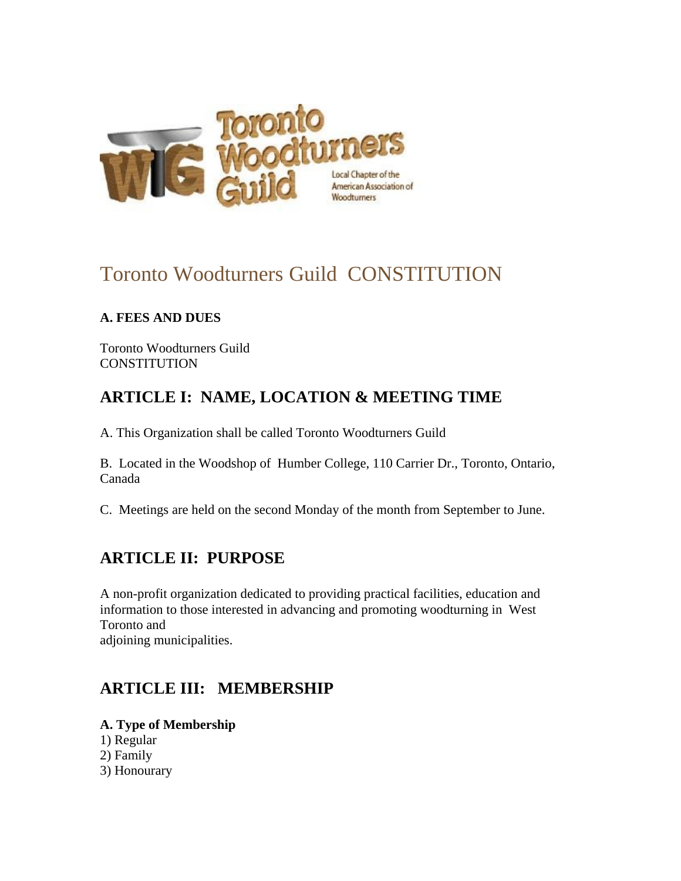# Toronto Woodturners Guild CONSTITUTION

**A. FEES AND DUES**

Toronto Woodturners Guild
CONSTITUTION

## ARTICLE I: NAME, LOCATION & MEETING TIME

A. This Organization shall be called Toronto Woodturners Guild

B. Located in the Woodshop of Humber College, 110 Carrier Dr., Toronto, Ontario, Canada

C. Meetings are held on the second Monday of the month from September to June.

## ARTICLE II: PURPOSE

A non-profit organization dedicated to providing practical facilities, education and information to those interested in advancing and promoting woodturning in West Toronto and adjoining municipalities.

## ARTICLE III: MEMBERSHIP

**A. Type of Membership**

1) Regular
2) Family
3) Honourary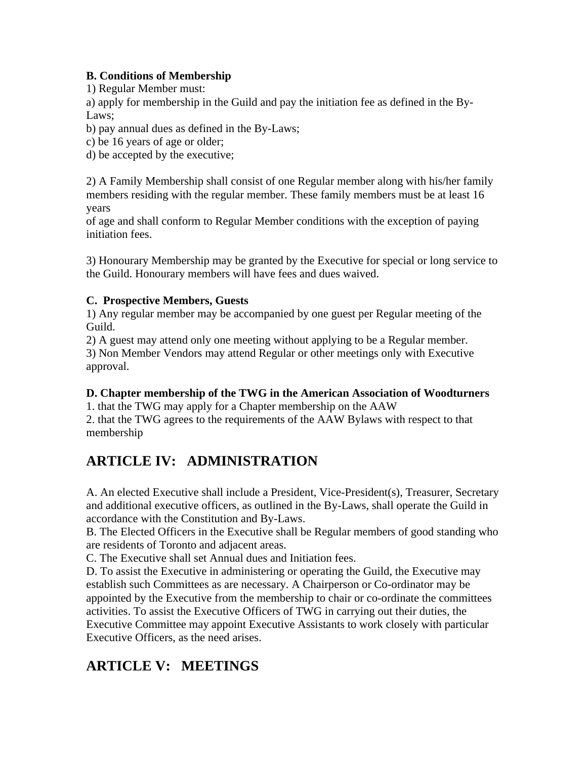**B. Conditions of Membership**

1) Regular Member must:

a) apply for membership in the Guild and pay the initiation fee as defined in the By-Laws;

b) pay annual dues as defined in the By-Laws;

c) be 16 years of age or older;

d) be accepted by the executive;

2) A Family Membership shall consist of one Regular member along with his/her family members residing with the regular member. These family members must be at least 16 years of age and shall conform to Regular Member conditions with the exception of paying initiation fees.

3) Honourary Membership may be granted by the Executive for special or long service to the Guild. Honourary members will have fees and dues waived.

**C. Prospective Members, Guests**

1) Any regular member may be accompanied by one guest per Regular meeting of the Guild.

2) A guest may attend only one meeting without applying to be a Regular member.

3) Non Member Vendors may attend Regular or other meetings only with Executive approval.

**D. Chapter membership of the TWG in the American Association of Woodturners**

1. that the TWG may apply for a Chapter membership on the AAW
2. that the TWG agrees to the requirements of the AAW Bylaws with respect to that membership

## ARTICLE IV: ADMINISTRATION

A. An elected Executive shall include a President, Vice-President(s), Treasurer, Secretary and additional executive officers, as outlined in the By-Laws, shall operate the Guild in accordance with the Constitution and By-Laws.

B. The Elected Officers in the Executive shall be Regular members of good standing who are residents of Toronto and adjacent areas.

C. The Executive shall set Annual dues and Initiation fees.

D. To assist the Executive in administering or operating the Guild, the Executive may establish such Committees as are necessary. A Chairperson or Co-ordinator may be appointed by the Executive from the membership to chair or co-ordinate the committees activities. To assist the Executive Officers of TWG in carrying out their duties, the Executive Committee may appoint Executive Assistants to work closely with particular Executive Officers, as the need arises.

## ARTICLE V: MEETINGS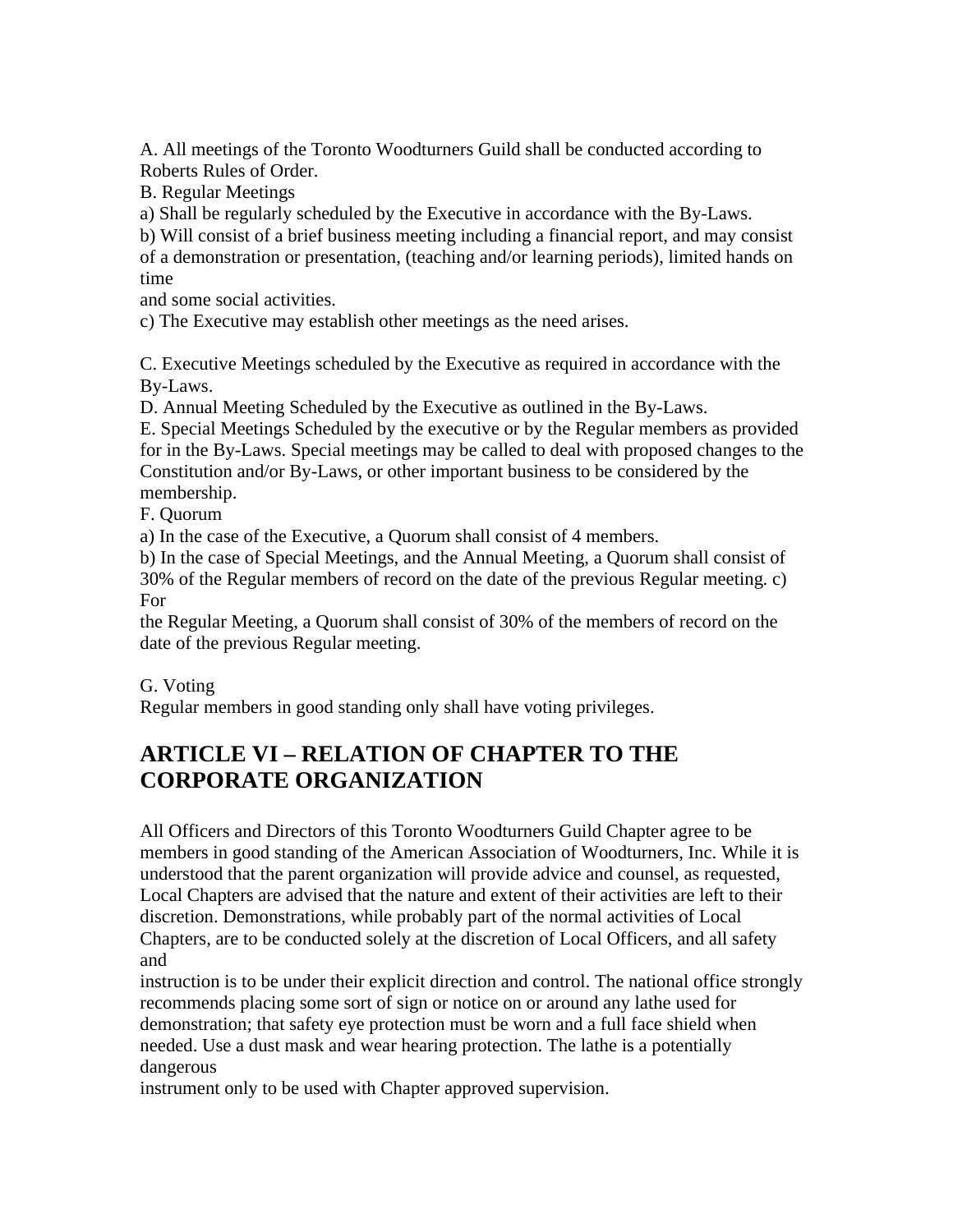A. All meetings of the Toronto Woodturners Guild shall be conducted according to Roberts Rules of Order.

B. Regular Meetings

a) Shall be regularly scheduled by the Executive in accordance with the By-Laws.

b) Will consist of a brief business meeting including a financial report, and may consist of a demonstration or presentation, (teaching and/or learning periods), limited hands on time and some social activities.

c) The Executive may establish other meetings as the need arises.

C. Executive Meetings scheduled by the Executive as required in accordance with the By-Laws.

D. Annual Meeting Scheduled by the Executive as outlined in the By-Laws.

E. Special Meetings Scheduled by the executive or by the Regular members as provided for in the By-Laws. Special meetings may be called to deal with proposed changes to the Constitution and/or By-Laws, or other important business to be considered by the membership.

F. Quorum

a) In the case of the Executive, a Quorum shall consist of 4 members.

b) In the case of Special Meetings, and the Annual Meeting, a Quorum shall consist of 30% of the Regular members of record on the date of the previous Regular meeting. c) For the Regular Meeting, a Quorum shall consist of 30% of the members of record on the date of the previous Regular meeting.

G. Voting

Regular members in good standing only shall have voting privileges.

## ARTICLE VI – RELATION OF CHAPTER TO THE CORPORATE ORGANIZATION

All Officers and Directors of this Toronto Woodturners Guild Chapter agree to be members in good standing of the American Association of Woodturners, Inc. While it is understood that the parent organization will provide advice and counsel, as requested, Local Chapters are advised that the nature and extent of their activities are left to their discretion. Demonstrations, while probably part of the normal activities of Local Chapters, are to be conducted solely at the discretion of Local Officers, and all safety and instruction is to be under their explicit direction and control. The national office strongly recommends placing some sort of sign or notice on or around any lathe used for demonstration; that safety eye protection must be worn and a full face shield when needed. Use a dust mask and wear hearing protection. The lathe is a potentially dangerous instrument only to be used with Chapter approved supervision.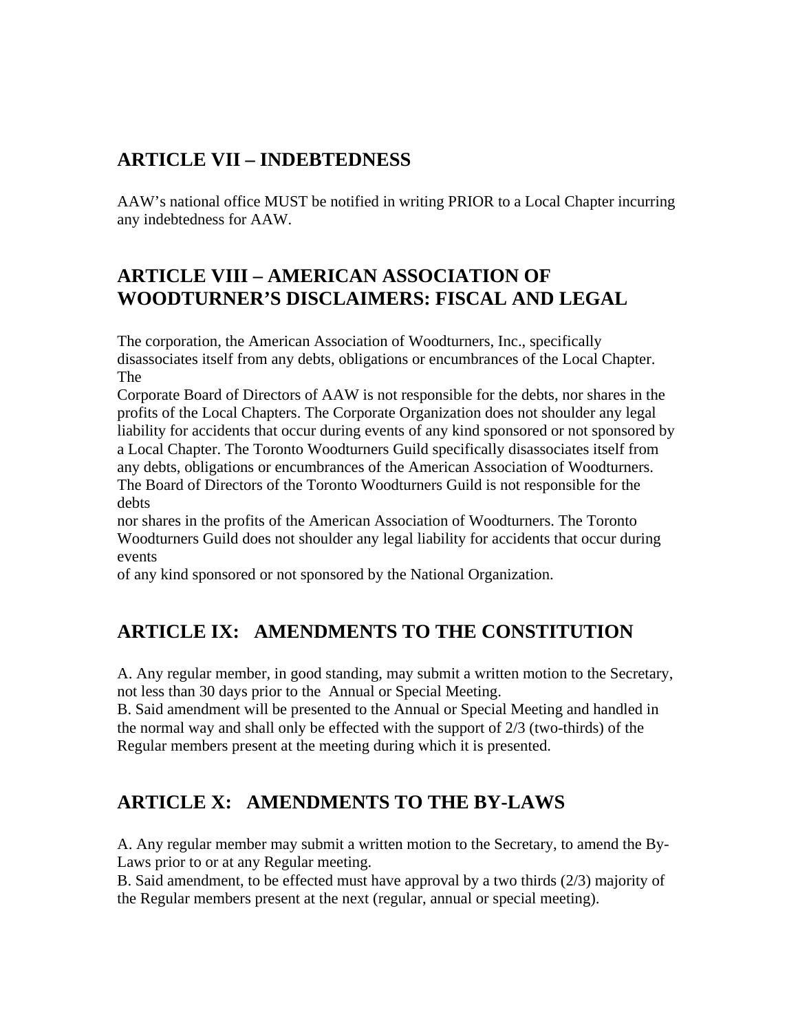## ARTICLE VII – INDEBTEDNESS

AAW's national office MUST be notified in writing PRIOR to a Local Chapter incurring any indebtedness for AAW.

## ARTICLE VIII – AMERICAN ASSOCIATION OF WOODTURNER'S DISCLAIMERS: FISCAL AND LEGAL

The corporation, the American Association of Woodturners, Inc., specifically disassociates itself from any debts, obligations or encumbrances of the Local Chapter. The Corporate Board of Directors of AAW is not responsible for the debts, nor shares in the profits of the Local Chapters. The Corporate Organization does not shoulder any legal liability for accidents that occur during events of any kind sponsored or not sponsored by a Local Chapter. The Toronto Woodturners Guild specifically disassociates itself from any debts, obligations or encumbrances of the American Association of Woodturners. The Board of Directors of the Toronto Woodturners Guild is not responsible for the debts nor shares in the profits of the American Association of Woodturners. The Toronto Woodturners Guild does not shoulder any legal liability for accidents that occur during events of any kind sponsored or not sponsored by the National Organization.

## ARTICLE IX: AMENDMENTS TO THE CONSTITUTION

A. Any regular member, in good standing, may submit a written motion to the Secretary, not less than 30 days prior to the Annual or Special Meeting.
B. Said amendment will be presented to the Annual or Special Meeting and handled in the normal way and shall only be effected with the support of 2/3 (two-thirds) of the Regular members present at the meeting during which it is presented.

## ARTICLE X: AMENDMENTS TO THE BY-LAWS

A. Any regular member may submit a written motion to the Secretary, to amend the By-Laws prior to or at any Regular meeting.
B. Said amendment, to be effected must have approval by a two thirds (2/3) majority of the Regular members present at the next (regular, annual or special meeting).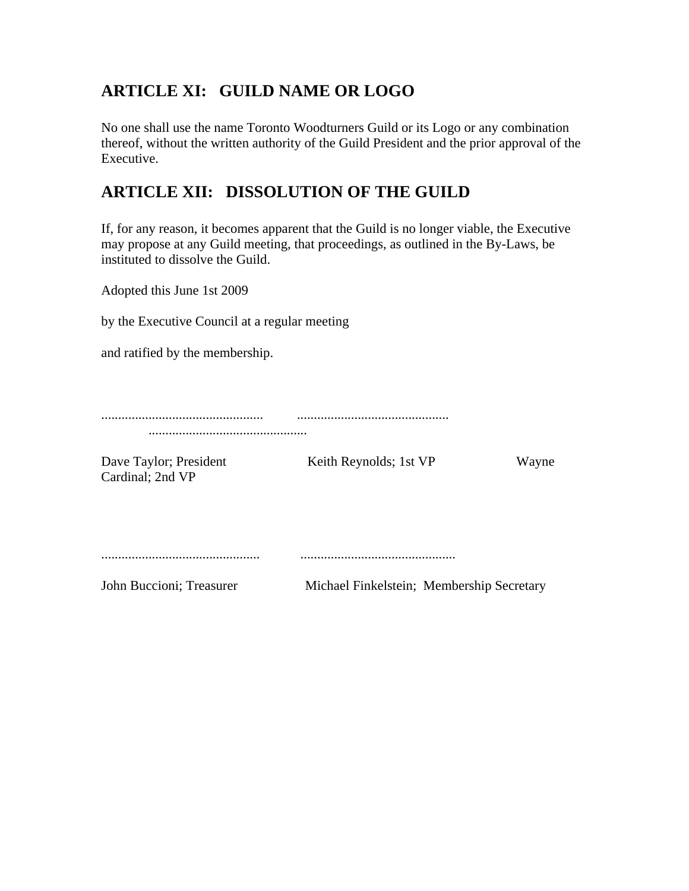## ARTICLE XI: GUILD NAME OR LOGO

No one shall use the name Toronto Woodturners Guild or its Logo or any combination thereof, without the written authority of the Guild President and the prior approval of the Executive.

## ARTICLE XII: DISSOLUTION OF THE GUILD

If, for any reason, it becomes apparent that the Guild is no longer viable, the Executive may propose at any Guild meeting, that proceedings, as outlined in the By-Laws, be instituted to dissolve the Guild.

Adopted this June 1st 2009

by the Executive Council at a regular meeting

and ratified by the membership.

................................................ ................................................ ................................................

Dave Taylor; President Keith Reynolds; 1st VP Wayne Cardinal; 2nd VP

................................................ ................................................

John Buccioni; Treasurer Michael Finkelstein; Membership Secretary